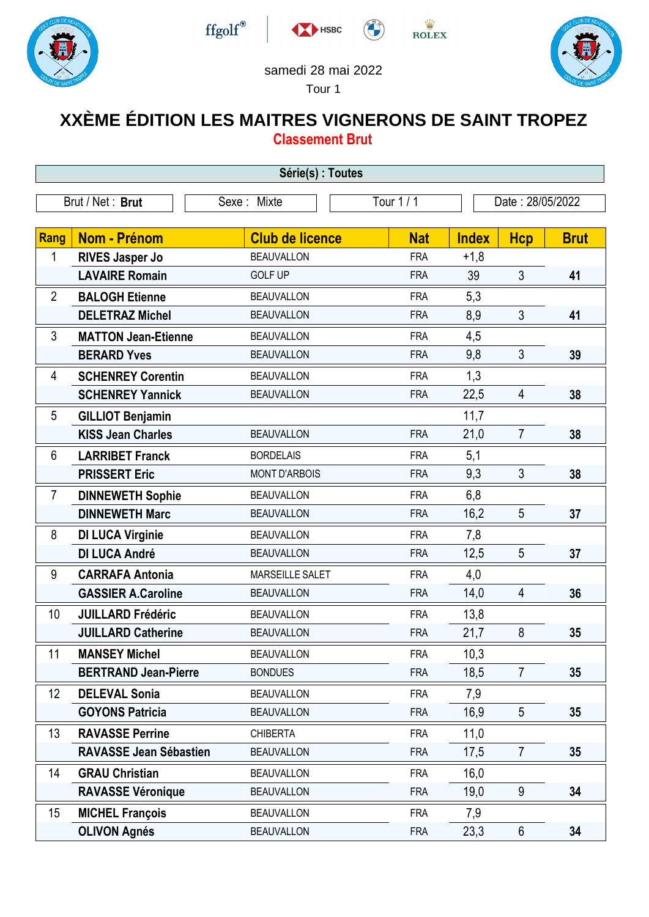samedi 28 mai 2022

Tour 1

# XXÈME ÉDITION LES MAITRES VIGNERONS DE SAINT TROPEZ

## Classement Brut

**Série(s) : Toutes**

Brut / Net : **Brut** | Sexe : Mixte | Tour 1 / 1 | Date : 28/05/2022

| Rang | Nom - Prénom | Club de licence | Nat | Index | Hcp | Brut |
|---|---|---|---|---|---|---|
| 1 | **RIVES Jasper Jo** | BEAUVALLON | FRA | +1,8 | | |
| | **LAVAIRE Romain** | GOLF UP | FRA | 39 | 3 | **41** |
| 2 | **BALOGH Etienne** | BEAUVALLON | FRA | 5,3 | | |
| | **DELETRAZ Michel** | BEAUVALLON | FRA | 8,9 | 3 | **41** |
| 3 | **MATTON Jean-Etienne** | BEAUVALLON | FRA | 4,5 | | |
| | **BERARD Yves** | BEAUVALLON | FRA | 9,8 | 3 | **39** |
| 4 | **SCHENREY Corentin** | BEAUVALLON | FRA | 1,3 | | |
| | **SCHENREY Yannick** | BEAUVALLON | FRA | 22,5 | 4 | **38** |
| 5 | **GILLIOT Benjamin** | | | 11,7 | | |
| | **KISS Jean Charles** | BEAUVALLON | FRA | 21,0 | 7 | **38** |
| 6 | **LARRIBET Franck** | BORDELAIS | FRA | 5,1 | | |
| | **PRISSERT Eric** | MONT D'ARBOIS | FRA | 9,3 | 3 | **38** |
| 7 | **DINNEWETH Sophie** | BEAUVALLON | FRA | 6,8 | | |
| | **DINNEWETH Marc** | BEAUVALLON | FRA | 16,2 | 5 | **37** |
| 8 | **DI LUCA Virginie** | BEAUVALLON | FRA | 7,8 | | |
| | **DI LUCA André** | BEAUVALLON | FRA | 12,5 | 5 | **37** |
| 9 | **CARRAFA Antonia** | MARSEILLE SALET | FRA | 4,0 | | |
| | **GASSIER A.Caroline** | BEAUVALLON | FRA | 14,0 | 4 | **36** |
| 10 | **JUILLARD Frédéric** | BEAUVALLON | FRA | 13,8 | | |
| | **JUILLARD Catherine** | BEAUVALLON | FRA | 21,7 | 8 | **35** |
| 11 | **MANSEY Michel** | BEAUVALLON | FRA | 10,3 | | |
| | **BERTRAND Jean-Pierre** | BONDUES | FRA | 18,5 | 7 | **35** |
| 12 | **DELEVAL Sonia** | BEAUVALLON | FRA | 7,9 | | |
| | **GOYONS Patricia** | BEAUVALLON | FRA | 16,9 | 5 | **35** |
| 13 | **RAVASSE Perrine** | CHIBERTA | FRA | 11,0 | | |
| | **RAVASSE Jean Sébastien** | BEAUVALLON | FRA | 17,5 | 7 | **35** |
| 14 | **GRAU Christian** | BEAUVALLON | FRA | 16,0 | | |
| | **RAVASSE Véronique** | BEAUVALLON | FRA | 19,0 | 9 | **34** |
| 15 | **MICHEL François** | BEAUVALLON | FRA | 7,9 | | |
| | **OLIVON Agnés** | BEAUVALLON | FRA | 23,3 | 6 | **34** |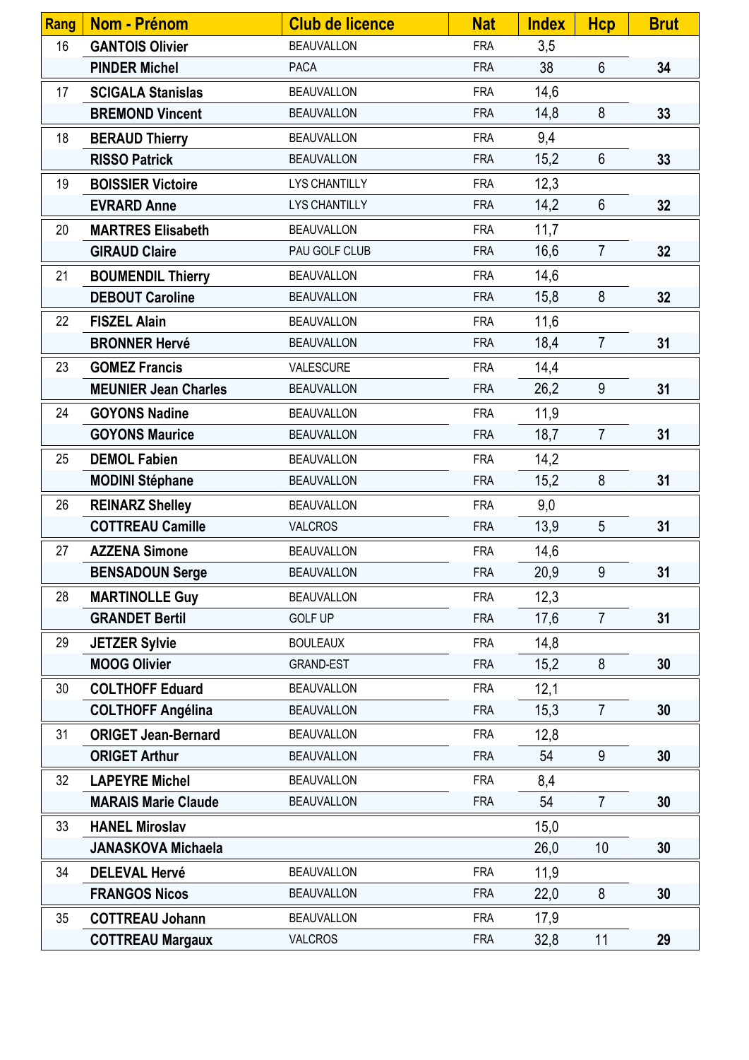| Rang | Nom - Prénom | Club de licence | Nat | Index | Hcp | Brut |
|---|---|---|---|---|---|---|
| 16 | **GANTOIS Olivier** | BEAUVALLON | FRA | 3,5 | | |
| | **PINDER Michel** | PACA | FRA | 38 | 6 | **34** |
| 17 | **SCIGALA Stanislas** | BEAUVALLON | FRA | 14,6 | | |
| | **BREMOND Vincent** | BEAUVALLON | FRA | 14,8 | 8 | **33** |
| 18 | **BERAUD Thierry** | BEAUVALLON | FRA | 9,4 | | |
| | **RISSO Patrick** | BEAUVALLON | FRA | 15,2 | 6 | **33** |
| 19 | **BOISSIER Victoire** | LYS CHANTILLY | FRA | 12,3 | | |
| | **EVRARD Anne** | LYS CHANTILLY | FRA | 14,2 | 6 | **32** |
| 20 | **MARTRES Elisabeth** | BEAUVALLON | FRA | 11,7 | | |
| | **GIRAUD Claire** | PAU GOLF CLUB | FRA | 16,6 | 7 | **32** |
| 21 | **BOUMENDIL Thierry** | BEAUVALLON | FRA | 14,6 | | |
| | **DEBOUT Caroline** | BEAUVALLON | FRA | 15,8 | 8 | **32** |
| 22 | **FISZEL Alain** | BEAUVALLON | FRA | 11,6 | | |
| | **BRONNER Hervé** | BEAUVALLON | FRA | 18,4 | 7 | **31** |
| 23 | **GOMEZ Francis** | VALESCURE | FRA | 14,4 | | |
| | **MEUNIER Jean Charles** | BEAUVALLON | FRA | 26,2 | 9 | **31** |
| 24 | **GOYONS Nadine** | BEAUVALLON | FRA | 11,9 | | |
| | **GOYONS Maurice** | BEAUVALLON | FRA | 18,7 | 7 | **31** |
| 25 | **DEMOL Fabien** | BEAUVALLON | FRA | 14,2 | | |
| | **MODINI Stéphane** | BEAUVALLON | FRA | 15,2 | 8 | **31** |
| 26 | **REINARZ Shelley** | BEAUVALLON | FRA | 9,0 | | |
| | **COTTREAU Camille** | VALCROS | FRA | 13,9 | 5 | **31** |
| 27 | **AZZENA Simone** | BEAUVALLON | FRA | 14,6 | | |
| | **BENSADOUN Serge** | BEAUVALLON | FRA | 20,9 | 9 | **31** |
| 28 | **MARTINOLLE Guy** | BEAUVALLON | FRA | 12,3 | | |
| | **GRANDET Bertil** | GOLF UP | FRA | 17,6 | 7 | **31** |
| 29 | **JETZER Sylvie** | BOULEAUX | FRA | 14,8 | | |
| | **MOOG Olivier** | GRAND-EST | FRA | 15,2 | 8 | **30** |
| 30 | **COLTHOFF Eduard** | BEAUVALLON | FRA | 12,1 | | |
| | **COLTHOFF Angélina** | BEAUVALLON | FRA | 15,3 | 7 | **30** |
| 31 | **ORIGET Jean-Bernard** | BEAUVALLON | FRA | 12,8 | | |
| | **ORIGET Arthur** | BEAUVALLON | FRA | 54 | 9 | **30** |
| 32 | **LAPEYRE Michel** | BEAUVALLON | FRA | 8,4 | | |
| | **MARAIS Marie Claude** | BEAUVALLON | FRA | 54 | 7 | **30** |
| 33 | **HANEL Miroslav** | | | 15,0 | | |
| | **JANASKOVA Michaela** | | | 26,0 | 10 | **30** |
| 34 | **DELEVAL Hervé** | BEAUVALLON | FRA | 11,9 | | |
| | **FRANGOS Nicos** | BEAUVALLON | FRA | 22,0 | 8 | **30** |
| 35 | **COTTREAU Johann** | BEAUVALLON | FRA | 17,9 | | |
| | **COTTREAU Margaux** | VALCROS | FRA | 32,8 | 11 | **29** |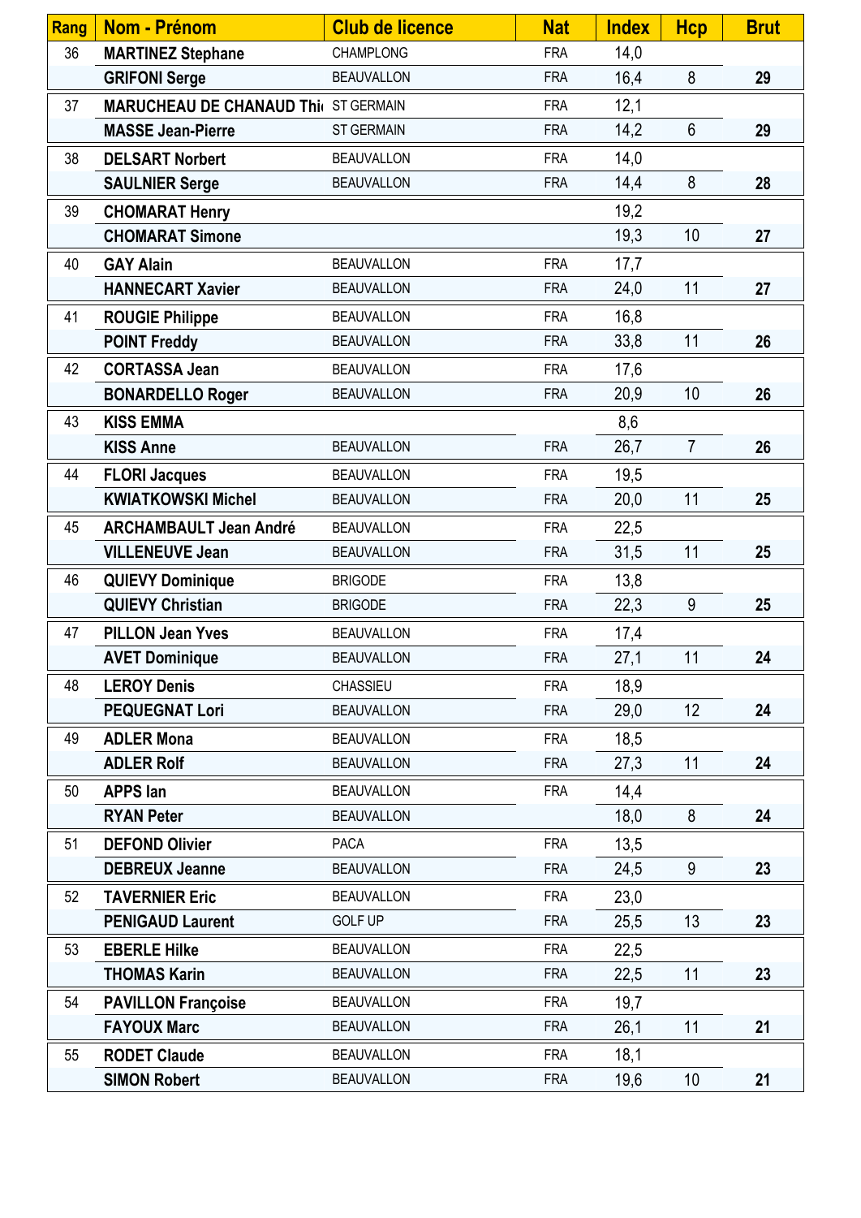| Rang | Nom - Prénom | Club de licence | Nat | Index | Hcp | Brut |
|---|---|---|---|---|---|---|
| 36 | **MARTINEZ Stephane** | CHAMPLONG | FRA | 14,0 | | |
| | **GRIFONI Serge** | BEAUVALLON | FRA | 16,4 | 8 | **29** |
| 37 | **MARUCHEAU DE CHANAUD Thi** | ST GERMAIN | FRA | 12,1 | | |
| | **MASSE Jean-Pierre** | ST GERMAIN | FRA | 14,2 | 6 | **29** |
| 38 | **DELSART Norbert** | BEAUVALLON | FRA | 14,0 | | |
| | **SAULNIER Serge** | BEAUVALLON | FRA | 14,4 | 8 | **28** |
| 39 | **CHOMARAT Henry** | | | 19,2 | | |
| | **CHOMARAT Simone** | | | 19,3 | 10 | **27** |
| 40 | **GAY Alain** | BEAUVALLON | FRA | 17,7 | | |
| | **HANNECART Xavier** | BEAUVALLON | FRA | 24,0 | 11 | **27** |
| 41 | **ROUGIE Philippe** | BEAUVALLON | FRA | 16,8 | | |
| | **POINT Freddy** | BEAUVALLON | FRA | 33,8 | 11 | **26** |
| 42 | **CORTASSA Jean** | BEAUVALLON | FRA | 17,6 | | |
| | **BONARDELLO Roger** | BEAUVALLON | FRA | 20,9 | 10 | **26** |
| 43 | **KISS EMMA** | | | 8,6 | | |
| | **KISS Anne** | BEAUVALLON | FRA | 26,7 | 7 | **26** |
| 44 | **FLORI Jacques** | BEAUVALLON | FRA | 19,5 | | |
| | **KWIATKOWSKI Michel** | BEAUVALLON | FRA | 20,0 | 11 | **25** |
| 45 | **ARCHAMBAULT Jean André** | BEAUVALLON | FRA | 22,5 | | |
| | **VILLENEUVE Jean** | BEAUVALLON | FRA | 31,5 | 11 | **25** |
| 46 | **QUIEVY Dominique** | BRIGODE | FRA | 13,8 | | |
| | **QUIEVY Christian** | BRIGODE | FRA | 22,3 | 9 | **25** |
| 47 | **PILLON Jean Yves** | BEAUVALLON | FRA | 17,4 | | |
| | **AVET Dominique** | BEAUVALLON | FRA | 27,1 | 11 | **24** |
| 48 | **LEROY Denis** | CHASSIEU | FRA | 18,9 | | |
| | **PEQUEGNAT Lori** | BEAUVALLON | FRA | 29,0 | 12 | **24** |
| 49 | **ADLER Mona** | BEAUVALLON | FRA | 18,5 | | |
| | **ADLER Rolf** | BEAUVALLON | FRA | 27,3 | 11 | **24** |
| 50 | **APPS Ian** | BEAUVALLON | FRA | 14,4 | | |
| | **RYAN Peter** | BEAUVALLON | | 18,0 | 8 | **24** |
| 51 | **DEFOND Olivier** | PACA | FRA | 13,5 | | |
| | **DEBREUX Jeanne** | BEAUVALLON | FRA | 24,5 | 9 | **23** |
| 52 | **TAVERNIER Eric** | BEAUVALLON | FRA | 23,0 | | |
| | **PENIGAUD Laurent** | GOLF UP | FRA | 25,5 | 13 | **23** |
| 53 | **EBERLE Hilke** | BEAUVALLON | FRA | 22,5 | | |
| | **THOMAS Karin** | BEAUVALLON | FRA | 22,5 | 11 | **23** |
| 54 | **PAVILLON Françoise** | BEAUVALLON | FRA | 19,7 | | |
| | **FAYOUX Marc** | BEAUVALLON | FRA | 26,1 | 11 | **21** |
| 55 | **RODET Claude** | BEAUVALLON | FRA | 18,1 | | |
| | **SIMON Robert** | BEAUVALLON | FRA | 19,6 | 10 | **21** |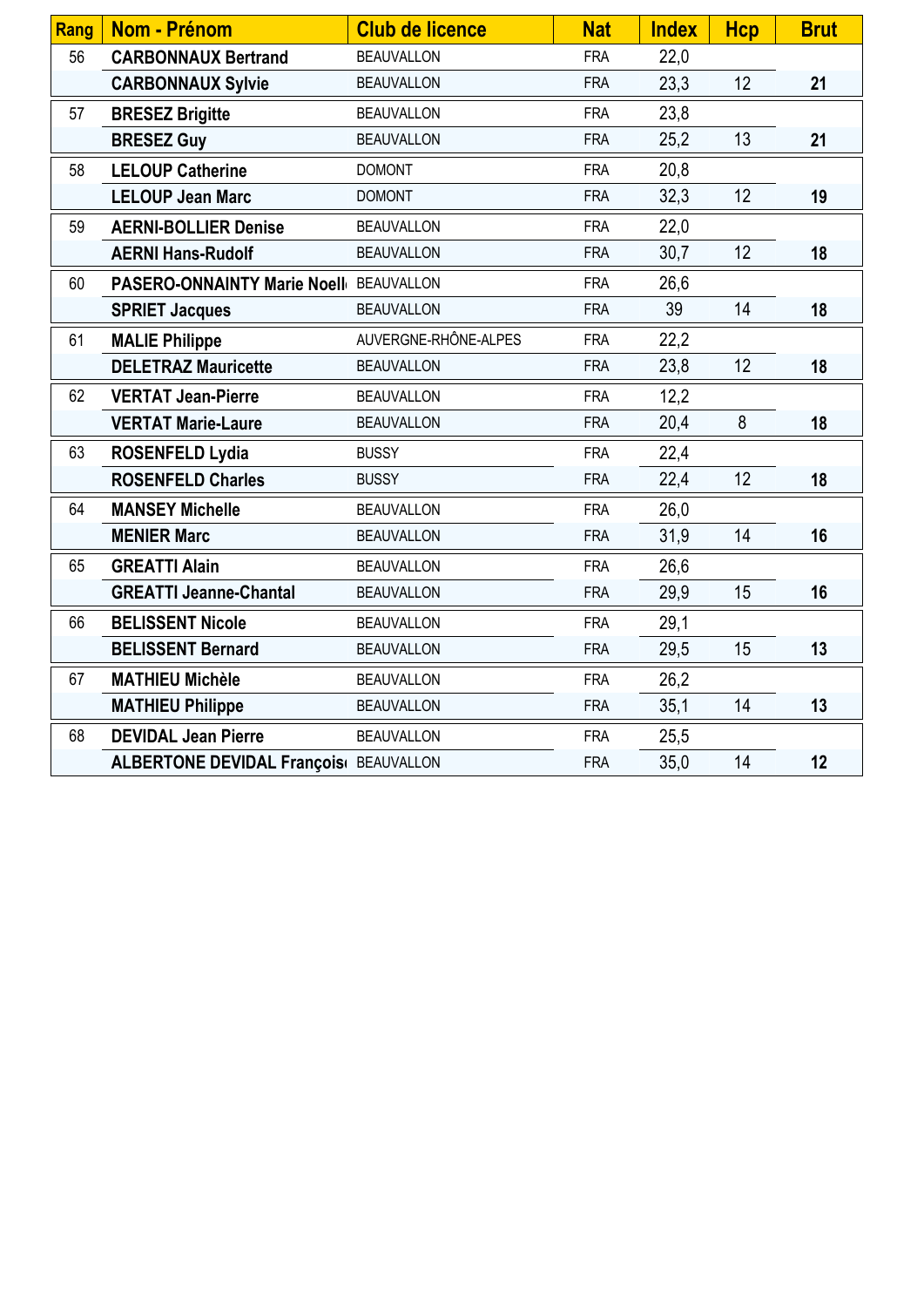| Rang | Nom - Prénom | Club de licence | Nat | Index | Hcp | Brut |
|---|---|---|---|---|---|---|
| 56 | **CARBONNAUX Bertrand** | BEAUVALLON | FRA | 22,0 | | |
| | **CARBONNAUX Sylvie** | BEAUVALLON | FRA | 23,3 | 12 | **21** |
| 57 | **BRESEZ Brigitte** | BEAUVALLON | FRA | 23,8 | | |
| | **BRESEZ Guy** | BEAUVALLON | FRA | 25,2 | 13 | **21** |
| 58 | **LELOUP Catherine** | DOMONT | FRA | 20,8 | | |
| | **LELOUP Jean Marc** | DOMONT | FRA | 32,3 | 12 | **19** |
| 59 | **AERNI-BOLLIER Denise** | BEAUVALLON | FRA | 22,0 | | |
| | **AERNI Hans-Rudolf** | BEAUVALLON | FRA | 30,7 | 12 | **18** |
| 60 | **PASERO-ONNAINTY Marie Noell** | BEAUVALLON | FRA | 26,6 | | |
| | **SPRIET Jacques** | BEAUVALLON | FRA | 39 | 14 | **18** |
| 61 | **MALIE Philippe** | AUVERGNE-RHÔNE-ALPES | FRA | 22,2 | | |
| | **DELETRAZ Mauricette** | BEAUVALLON | FRA | 23,8 | 12 | **18** |
| 62 | **VERTAT Jean-Pierre** | BEAUVALLON | FRA | 12,2 | | |
| | **VERTAT Marie-Laure** | BEAUVALLON | FRA | 20,4 | 8 | **18** |
| 63 | **ROSENFELD Lydia** | BUSSY | FRA | 22,4 | | |
| | **ROSENFELD Charles** | BUSSY | FRA | 22,4 | 12 | **18** |
| 64 | **MANSEY Michelle** | BEAUVALLON | FRA | 26,0 | | |
| | **MENIER Marc** | BEAUVALLON | FRA | 31,9 | 14 | **16** |
| 65 | **GREATTI Alain** | BEAUVALLON | FRA | 26,6 | | |
| | **GREATTI Jeanne-Chantal** | BEAUVALLON | FRA | 29,9 | 15 | **16** |
| 66 | **BELISSENT Nicole** | BEAUVALLON | FRA | 29,1 | | |
| | **BELISSENT Bernard** | BEAUVALLON | FRA | 29,5 | 15 | **13** |
| 67 | **MATHIEU Michèle** | BEAUVALLON | FRA | 26,2 | | |
| | **MATHIEU Philippe** | BEAUVALLON | FRA | 35,1 | 14 | **13** |
| 68 | **DEVIDAL Jean Pierre** | BEAUVALLON | FRA | 25,5 | | |
| | **ALBERTONE DEVIDAL Françoise** | BEAUVALLON | FRA | 35,0 | 14 | **12** |